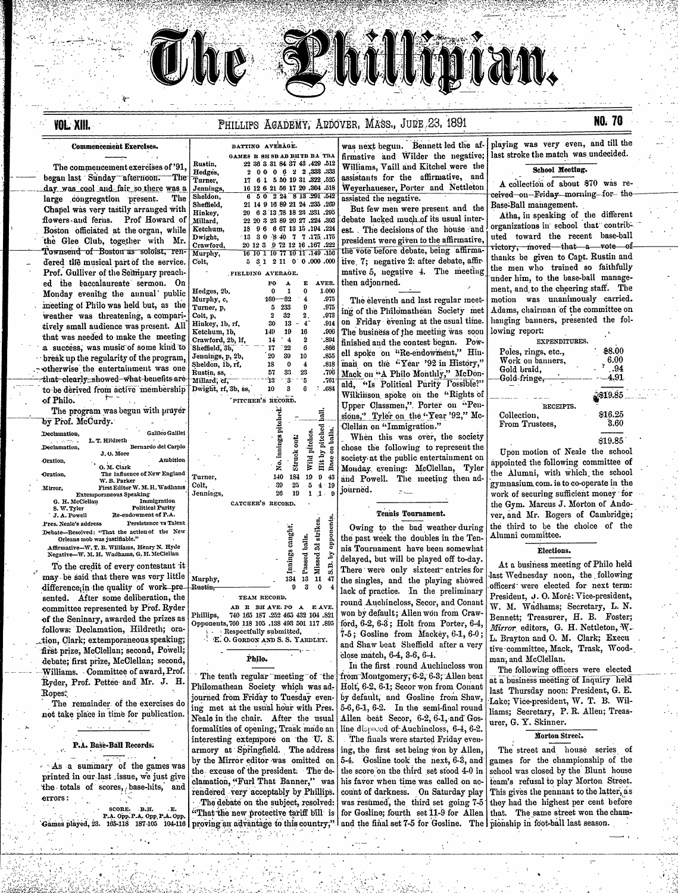# The Phillipian.

VOL. XIII. PHILLIPS ACADEMY, ANDOVER, MASS., JUNE 23, 1891 NO. 70

### Commencement Exercises.

The commencement exercises of '91, began last Sunday afternoon. The day was cool and fair so there was a large congregation present. The Chapel was very tastily arranged with flowers and ferns. Prof Howard of Boston officiated at the organ, while the Glee Club, together with Mr. Townsend of Boston as soloist, rendered the musical part of the service. Prof. Gulliver of the Seminary preached the baccalaureate sermon. On Monday evening the annual public meeting of Philo was held but, as the weather was threatening, a comparatively small audience was present. All that was needed to make the meeting a success, was music of some kind to break up the regularity of the program, otherwise the entertainment was one that clearly showed what benefits are to be derived from active membership of Philo.

The program was begun with prayer by Prof. McCurdy.

| | |
|---|---|
| Declamation, L. T. Hildreth | Galileo Galilei |
| Declamation, J. O. More | Bernardo del Carpio |
| Oration, O. M. Clark | Ambition |
| Oration, W. B. Parker | The influence of New England |
| Mirror, | First Editor W. M. H. Wadhams |
| Extemporaneous Speaking | |
| G. H. McClellan | Immigration |
| S. W. Tyler | Political Purity |
| J. A. Powell | Re-endowment of P.A. |
| Pres. Neale's address | Persistence vs Talent |

Debate—Resolved: "That the action of the New Orleans mob was justifiable."
Affirmative—W. T. B. Williams, Henry N. Hyde
Negative—W. M. H. Wadhams, G. H. McClellan

To the credit of every contestant it may be said that there was very little difference in the quality of work presented. After some deliberation, the committee represented by Prof. Ryder of the Seminary, awarded the prizes as follows: Declamation, Hildreth; oration, Clark; extemporaneous speaking; first prize, McClellan; second, Powell; debate; first prize, McClellan; second, Williams. Committee of award, Prof. Ryder, Prof. Pettee and Mr. J. H. Ropes.

The remainder of the exercises do not take place in time for publication.

### P.A. Base-Ball Records.

As a summary of the games was printed in our last issue, we just give the totals of scores, base-hits, and errors:

| | SCORE. P.A. Opp. | B.H. P.A. Opp. | E. P.A. Opp. |
|---|---|---|---|
| Games played, 23. | 165-118 | 187-105 | 104-116 |

BATTING AVERAGE.

| | GAMES | R | SH | SB | AB | BH | TB | BA | TBA |
|---|---|---|---|---|---|---|---|---|---|
| Rustin, | 22 | 36 | 3 | 31 | 84 | 37 | 43 | .429 | .512 |
| Hedges, | 2 | 0 | 0 | 0 | 6 | 2 | 2 | .333 | .333 |
| Turner, | 17 | 6 | 1 | 5 | 50 | 19 | 31 | .322 | .525 |
| Jennings, | 16 | 12 | 6 | 21 | 56 | 17 | 20 | .304 | .518 |
| Sheldon, | 6 | 5 | 0 | 2 | 24 | 8 | 13 | .291 | .542 |
| Sheffield, | 21 | 14 | 9 | 16 | 89 | 21 | 24 | .235 | .269 |
| Hinkey, | 20 | 6 | 3 | 13 | 78 | 18 | 23 | .231 | .295 |
| Millard, | 22 | 20 | 3 | 23 | 89 | 20 | 27 | .224 | .303 |
| Ketchum, | 18 | 9 | 6 | 6 | 67 | 13 | 15 | .194 | .224 |
| Dwight, | 13 | 3 | 0 | 8 | 40 | 7 | 7 | .175 | .175 |
| Crawford, | 20 | 12 | 3 | 9 | 72 | 12 | 16 | .167 | .222 |
| Murphy, | 16 | 10 | 1 | 10 | 77 | 10 | 11 | .149 | .156 |
| Colt, | 5 | 3 | 1 | 2 | 11 | 0 | 0 | .000 | .000 |

FIELDING AVERAGE.

| | PO | A | E | AVER. |
|---|---|---|---|---|
| Hedges, 2b, | 0 | 1 | 0 | 1.000 |
| Murphy, c, | 180 | 82 | 4 | .975 |
| Turner, p, | 5 | 233 | 9 | .975 |
| Colt, p, | 2 | 32 | 2 | .973 |
| Hinkey, 1b, rf, | 30 | 13 | 4 | .914 |
| Ketchum, 1b, | 149 | 19 | 16 | .906 |
| Crawford, 2b, lf, | 14 | 4 | 2 | .894 |
| Sheffield, 3b, | 17 | 22 | 6 | .866 |
| Jennings, p, 2b, | 20 | 39 | 10 | .855 |
| Sheldon, 1b, rf, | 18 | 0 | 4 | .818 |
| Rustin, ss, | 57 | 33 | 23 | .706 |
| Millard, cf, | 13 | 3 | 5 | .761 |
| Dwight, rf, 3b, ss, | 10 | 3 | 6 | .684 |

PITCHER'S RECORD.

| | No. innings pitched. | Struck out. | Wild pitches. | Hit by pitched ball. | Base on balls. |
|---|---|---|---|---|---|
| Turner, | 140 | 184 | 19 | 9 | 43 |
| Colt, | 30 | 25 | 5 | 4 | 19 |
| Jennings, | 26 | 19 | 1 | 1 | 9 |

CATCHER'S RECORD.

| | Innings caught. | Passed balls. | Missed 3d strikes. | S.B. by opponents. |
|---|---|---|---|---|
| Murphy, | 134 | 13 | 11 | 47 |
| Rustin, | 9 | 3 | 0 | 4 |

TEAM RECORD.

| | AB | H | BH | AVE. | PO | A | E | AVE. |
|---|---|---|---|---|---|---|---|---|
| Phillips, | 740 | 165 | 187 | .252 | 465 | 432 | 104 | .821 |
| Opponents, | 760 | 118 | 105 | .138 | 493 | 501 | 117 | .895 |

Respectfully submitted,
E. O. GORDON AND S. S. YARDLEY.

### Philo.

The tenth regular meeting of the Philomathean Society which was adjourned from Friday to Tuesday evening met at the usual hour with Pres. Neale in the chair. After the usual formalities of opening, Trask made an interesting extempore on the U. S. armory at Springfield. The address by the Mirror editor was omitted on the excuse of the president. The declamation, "Furl That Banner," was rendered very acceptably by Phillips. The debate on the subject, resolved: "That the new protective tariff bill is proving an advantage to this country," was next begun. Bennett led the affirmative and Wilder the negative; Williams, Vaill and Kitchel were the assistants for the affirmative, and Weyerhaeuser, Porter and Nettleton assisted the negative.

But few men were present and the debate lacked much of its usual interest. The decisions of the house and president were given to the affirmative, the vote before debate, being affirmative 7; negative 2: after debate, affirmative 5, negative 4. The meeting then adjourned.

The eleventh and last regular meeting of the Philomathean Society met on Friday evening at the usual time. The business of the meeting was soon finished and the contest began. Powell spoke on "Re-endowment," Hinman on the "Year '92 in History," Mack on "A Philo Monthly," McDonald, "Is Political Purity Possible?" Wilkinson spoke on the "Rights of Upper Classmen," Porter on "Pensions," Tyler on the "Year '92," McClellan on "Immigration."

When this was over, the society chose the following to represent the society at the public entertainment on Monday evening: McClellan, Tyler and Powell. The meeting then adjourned.

### Tennis Tournament.

Owing to the bad weather during the past week the doubles in the Tennis Tournament have been somewhat delayed, but will be played off to-day. There were only sixteen entries for the singles, and the playing showed lack of practice. In the preliminary round Auchincloss, Secor, and Conant won by default; Allen won from Crawford, 6-2, 6-3; Holt from Porter, 6-4, 7-5; Gosline from Mackey, 6-1, 6-0; and Shaw beat Sheffield after a very close match, 6-4, 3-6, 6-4.

In the first round Auchincloss won from Montgomery, 6-2, 6-3; Allen beat Holt, 6-2, 6-1; Secor won from Conant by default, and Gosline from Shaw, 5-6, 6-1, 6-2. In the semi-final round Allen beat Secor, 6-2, 6-1, and Gosline disposed of Auchincloss, 6-4, 6-2. The finals were started Friday evening, the first set being won by Allen, 5-4. Gosline took the next, 6-3, and the score on the third set stood 4-0 in his favor when time was called on account of darkness. On Saturday play was resumed, the third set going 7-5 for Gosline; fourth set 11-9 for Allen and the final set 7-5 for Gosline. The playing was very even, and till the last stroke the match was undecided.

### School Meeting.

A collection of about $70 was received on Friday morning for the Base-Ball management.

Atha, in speaking of the different organizations in school that contributed toward the recent base-ball victory, moved that a vote of thanks be given to Capt. Rustin and the men who trained so faithfully under him, to the base-ball management, and to the cheering staff. The motion was unanimously carried. Adams, chairman of the committee on hanging banners, presented the following report:

EXPENDITURES.

| | |
|---|---|
| Poles, rings, etc., | $8.00 |
| Work on banners, | 6.00 |
| Gold braid, | .94 |
| Gold fringe, | 4.91 |
| | $19.85 |

RECEIPTS.

| | |
|---|---|
| Collection, | $16.25 |
| From Trustees, | 3.60 |
| | $19.85 |

Upon motion of Neale the school appointed the following committee of the Alumni, with which the school gymnasium com. is to co-operate in the work of securing sufficient money for the Gym. Marcus J. Morton of Andover, and Mr. Rogers of Cambridge; the third to be the choice of the Alumni committee.

### Elections.

At a business meeting of Philo held last Wednesday noon, the following officers were elected for next term: President, J. O. More; Vice-president, W. M. Wadhams; Secretary, L. N. Bennett; Treasurer, H. B. Foster; *Mirror* editors, G. H. Nettleton, W. L. Brayton and O. M. Clark; Executive committee, Mack, Trask, Woodman, and McClellan.

The following officers were elected at a business meeting of Inquiry held last Thursday noon: President, G. E. Lake; Vice-president, W. T. B. Williams; Secretary, P. R. Allen; Treasurer, G. Y. Skinner.

### Morton Street.

The street and house series of games for the championship of the school was closed by the Blunt house team's refusal to play Morton Street. This gives the pennant to the latter, as they had the highest per cent before that. The same street won the championship in foot-ball last season.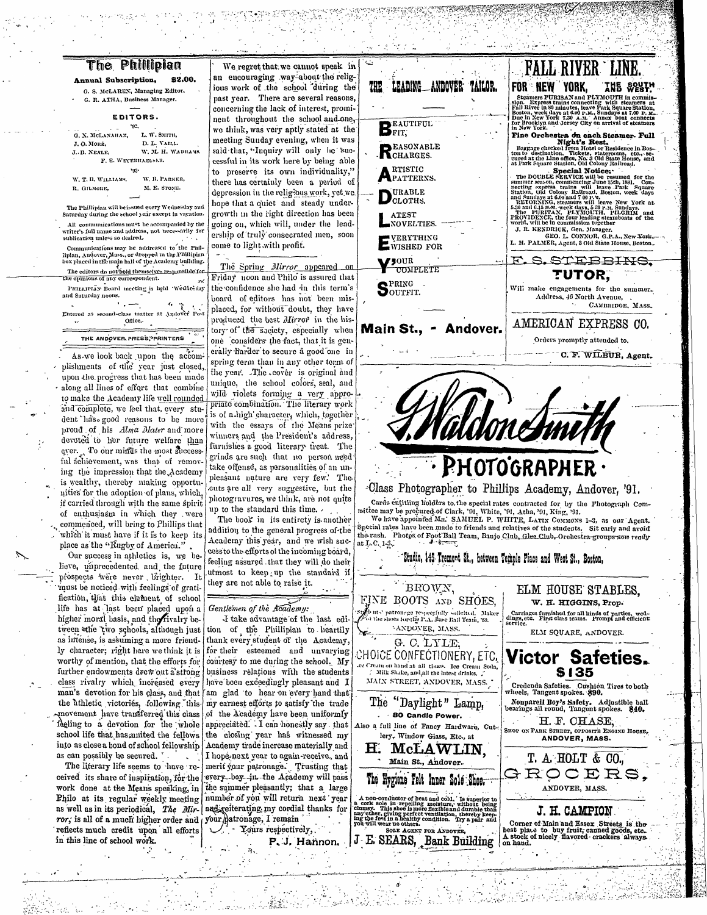# The Phillipian

**Annual Subscription, $2.00.**

G. S. McLAREN, Managing Editor.
G. R. ATHA, Business Manager.

### EDITORS.

'92.

G. X. McLANAHAN, L. W. SMITH,
J. O. MORE, D. L. VAILL.
J. B. NEALE, W. M. H. WADHAMS.
F. E. WEYERHAEUSER.

'93.

W. T. B. WILLIAMS, W. B. PARKER,
R. GILMORE, M. E. STONE.

The Phillipian will be issued every Wednesday and Saturday during the school year except in vacation.

All communications must be accompanied by the writer's full name and address, not necessarily for publication unless so desired.

Communications may be addressed to the Phillipian, Andover, Mass., or dropped in the Phillipian box placed in the main hall of the Academy building.

The editors do not hold themselves responsible for the opinions of any correspondent.

PHILLIPIAN Board meeting is held Wednesday and Saturday noons.

Entered as second-class matter at Andover Post Office.

THE ANDOVER PRESS, PRINTERS

As we look back upon the accomplishments of the year just closed, upon the progress that has been made along all lines of effort that combine to make the Academy life well rounded and complete, we feel that every student has good reasons to be more proud of his *Alma Mater* and more devoted to her future welfare than ever. To our minds the most successful achievement, was that of removing the impression that the Academy is wealthy, thereby making opportunities for the adoption of plans, which, if carried through with the same spirit of enthusiasm in which they were commenced, will bring to Phillips that which it must have if it is to keep its place as the "Rugby of America."

Our success in athletics is, we believe, unprecedented and the future prospects were never brighter. It must be noticed with feelings of gratification, that this element of school life has at last been placed upon a higher moral basis, and the rivalry between the two schools, although just as intense, is assuming a more friendly character; right here we think it is worthy of mention, that the efforts for further endowments drew out a strong class rivalry which increased every man's devotion for his class, and that the athletic victories, following this movement have transferred this class feeling to a devotion for the whole school life that has united the fellows into as close a bond of school fellowship as can possibly be secured.

The literary life seems to have received its share of inspiration, for the work done at the Means speaking, in Philo at its regular weekly meeting as well as in its periodical, *The Mirror*, is all of a much higher order and reflects much credit upon all efforts in this line of school work.

We regret that we cannot speak in an encouraging way about the religious work of the school during the past year. There are several reasons, concerning the lack of interest, prominent throughout the school and one, we think, was very aptly stated at the meeting Sunday evening, when it was said that, "Inquiry will only be successful in its work here by being able to preserve its own individuality," there has certainly been a period of depression in the religious work, yet we hope that a quiet and steady undergrowth in the right direction has been going on, which will, under the leadership of truly consecrated men, soon come to light with profit.

The Spring *Mirror* appeared on Friday noon and Philo is assured that the confidence she had in this term's board of editors has not been misplaced, for, without doubt, they have produced the best *Mirror* in the history of the society, especially when one considers the fact, that it is generally harder to secure a good one in spring term than in any other term of the year. The cover is original and unique, the school colors, seal, and wild violets forming a very appropriate combination. The literary work is of a high character, which, together with the essays of the Means prize winners and the President's address, furnishes a good literary treat. The grinds are such that no person need take offense, as personalities of an unpleasant nature are very few. The cuts are all very suggestive, but the photogravures, we think, are not quite up to the standard this time.

The book in its entirety is another addition to the general progress of the Academy this year, and we wish success to the efforts of the incoming board, feeling assured that they will do their utmost to keep up the standard if they are not able to raise it.

*Gentlemen of the Academy:*

I take advantage of the last edition of the Phillipian to heartily thank every student of the Academy, for their esteemed and unvarying courtesy to me during the school. My business relations with the students have been exceedingly pleasant and I am glad to hear on every hand that my earnest efforts to satisfy the trade of the Academy have been uniformly appreciated. I can honestly say that the closing year has witnessed my Academy trade increase materially and I hope next year to again receive, and merit your patronage. Trusting that every boy in the Academy will pass the summer pleasantly; that a large number of you will return next year and reiterating my cordial thanks for your patronage, I remain

Yours respectively,

P. J. Hannon.

---

THE LEADING ANDOVER TAILOR.

**B**EAUTIFUL FIT,
**R**EASONABLE CHARGES.
**A**RTISTIC PATTERNS.
**D**URABLE CLOTHS.
**L**ATEST NOVELTIES.
**E**VERYTHING WISHED FOR
**Y**OUR COMPLETE
**S**PRING OUTFIT.

**Main St., - Andover.**

---

# FALL RIVER LINE.

**FOR NEW YORK, THE SOUTH AND WEST.**

Steamers PURITAN and PLYMOUTH in commission. Express trains connecting with steamers at Fall River in 80 minutes, leave Park Square Station, Boston, week days at 6.00 P.M., Sundays at 7.00 P.M. Due in New York 7.30 A.M. Annex boat connects for Brooklyn and Jersey City on arrival of steamers in New York.

**Fine Orchestra on each Steamer. Full Night's Rest.**

Baggage checked from Hotel or Residence in Boston to destination. Tickets, staterooms, etc., secured at the Line office, No. 3 Old State House, and at Park Square Station, Old Colony Railroad.

**Special Notice.**

The DOUBLE SERVICE will be resumed for the summer season, commencing June 15th, 1891. Connecting express trains will leave Park Square Station, Old Colony Railroad, Boston, week days and Sundays at 6.00 and 7.00 P.M.

RETURNING, steamers will leave New York at 5.30 and 6.15 P.M. week days, 5.30 P.M. Sundays.

The PURITAN, PLYMOUTH, PILGRIM and PROVIDENCE, the four leading steamboats of the world, will be in commission together.

J. R. KENDRICK, Gen. Manager.
GEO. L. CONNOR, G.P.A., New York.
L. H. PALMER, Agent, 3 Old State House, Boston.

---

F. S. STEBBINS,
**TUTOR,**

Will make engagements for the summer.
Address, 40 North Avenue,
CAMBRIDGE, MASS.

---

AMERICAN EXPRESS CO.

Orders promptly attended to.

C. F. WILBUR, Agent.

---

J. Waldon Smith

**PHOTOGRAPHER.**

Class Photographer to Phillips Academy, Andover, '91.

Cards entitling holders to the special rates contracted for by the Photograph Committee may be procured of Clark, '91, White, '91, Atha, '91, King, '91.

We have appointed MR. SAMUEL P. WHITE, LATIN COMMONS 1-3, as our Agent. Special rates have been made to friends and relatives of the students. Sit early and avoid the rush. Photos of Foot Ball Team, Banjo Club, Glee Club, Orchestra groups now ready at L.C. 1-3.

**Studio, 145 Tremont St., between Temple Place and West St., Boston.**

---

BROWN,
FINE BOOTS AND SHOES,

Students' patronage respectfully solicited. Maker of the shoes for the P.A. Base Ball Team, '89.
ANDOVER, MASS.

---

G. C. LYLE,
CHOICE CONFECTIONERY, ETC.

Ice Cream on hand at all times. Ice Cream Soda, Milk Shake, and all the latest drinks.
MAIN STREET, ANDOVER, MASS.

---

The "Daylight" Lamp,
80 Candle Power.

Also a full line of Fancy Hardware, Cutlery, Window Glass, Etc., at

**H. McLAWLIN,**
Main St., Andover.

---

**The Hygiene Felt Inner Sole Shoe.**

A non-conductor of heat and cold. Is superior to a cork sole in repelling moisture, without being clumsy. This shoe is more flexible and durable than any other, giving perfect ventilation, thereby keeping the feet in a healthy condition. Try a pair and you will wear no others.

SOLE AGENT FOR ANDOVER,

**J. E. SEARS, Bank Building**

---

ELM HOUSE STABLES,
W. H. HIGGINS, Prop.

Carriages furnished for all kinds of parties, weddings, etc. First class teams. Prompt and efficient service.

ELM SQUARE, ANDOVER.

---

# Victor Safeties.
**$135**

Credenda Safeties. Cushion Tires to both wheels, Tangent spokes. **$90.**

Nonpareil Boy's Safety. Adjustable ball bearings all round, Tangent spokes. **$40.**

H. F. CHASE,
SHOP ON PARK STREET, OPPOSITE ENGINE HOUSE,
ANDOVER, MASS.

---

T. A. HOLT & CO.,
GROCERS,
ANDOVER, MASS.

---

J. H. CAMPION

Corner of Main and Essex Streets is the best place to buy fruit, canned goods, etc. A stock of nicely flavored crackers always on hand.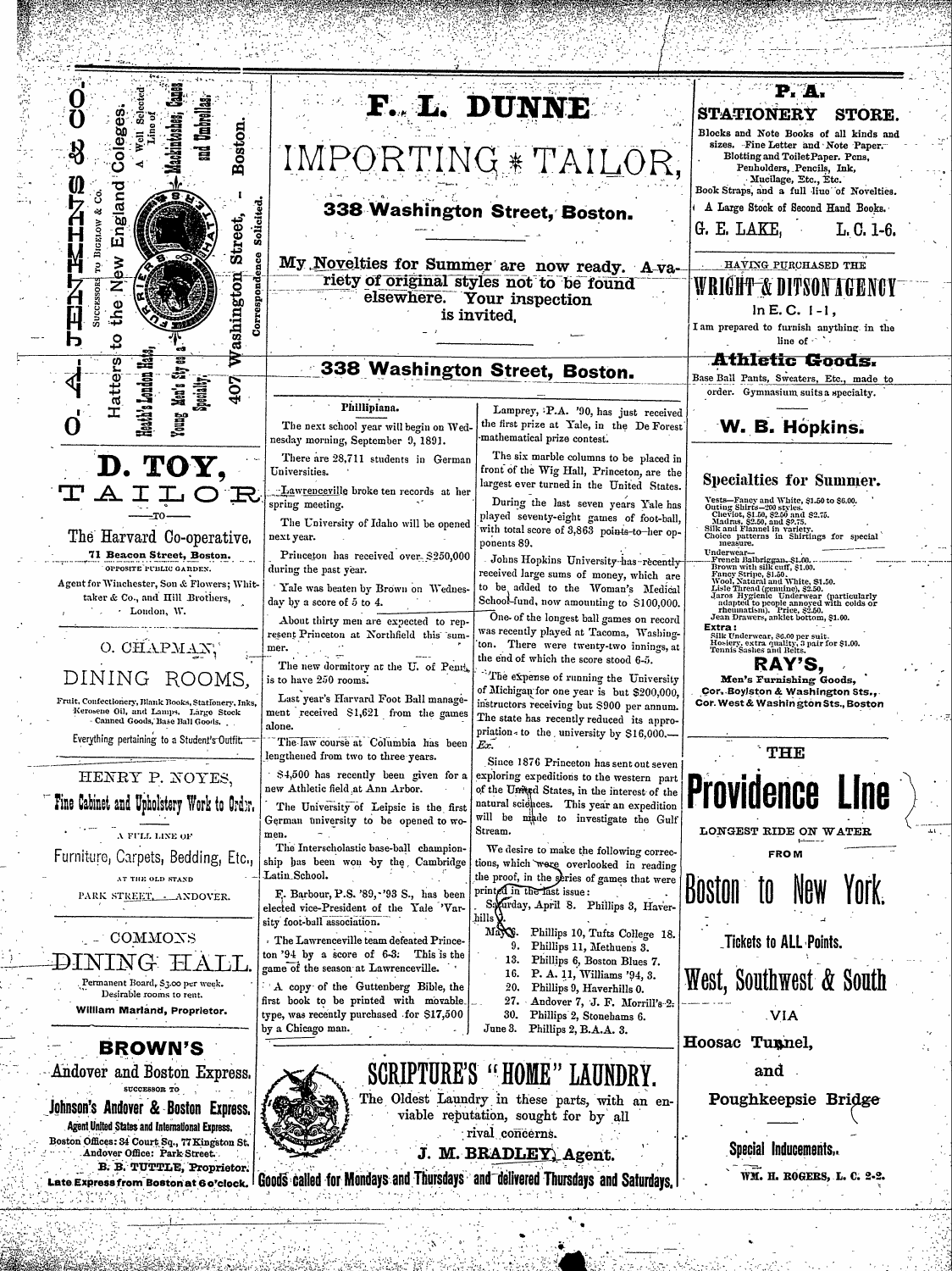**O. A. JENKINS & CO.**

Hatters to the New England Colleges.

SUCCESSORS TO BIGELOW & CO.

A Well Selected Line of Mackintoshes, Canes and Umbrellas.

Heath's London Hats, Young Men's Styles a Specialty.

407 Washington Street, Boston.

Correspondence Solicited.

# D. TOY, TAILOR

—TO—

The Harvard Co-operative.

71 Beacon Street, Boston.

OPPOSITE PUBLIC GARDEN.

Agent for Winchester, Son & Flowers; Whittaker & Co., and Hill Brothers, London, W.

---

O. CHAPMAN,

## DINING ROOMS,

Fruit, Confectionery, Blank Books, Stationery, Inks, Kerosene Oil, and Lamps. Large Stock Canned Goods, Base Ball Goods.

Everything pertaining to a Student's Outfit.

---

HENRY P. NOYES,

**Fine Cabinet and Upholstery Work to Order.**

A FULL LINE OF

Furniture, Carpets, Bedding, Etc.,

AT THE OLD STAND

PARK STREET, ANDOVER.

---

COMMONS

## DINING HALL.

Permanent Board, $3.00 per week.
Desirable rooms to rent.

**William Marland, Proprietor.**

---

## BROWN'S

Andover and Boston Express.

SUCCESSOR TO

**Johnson's Andover & Boston Express.**

Agent United States and International Express.

Boston Offices: 34 Court Sq., 77 Kingston St.
Andover Office: Park Street.

B. B. TUTTLE, Proprietor.

**Late Express from Boston at 6 o'clock.**

---

# F. L. DUNNE

# IMPORTING * TAILOR,

**338 Washington Street, Boston.**

My Novelties for Summer are now ready. A variety of original styles not to be found elsewhere. Your inspection is invited.

**338 Washington Street, Boston.**

---

### Phillipiana.

The next school year will begin on Wednesday morning, September 9, 1891.

There are 28,711 students in German Universities.

Lawrenceville broke ten records at her spring meeting.

The University of Idaho will be opened next year.

Princeton has received over $250,000 during the past year.

Yale was beaten by Brown on Wednesday by a score of 5 to 4.

About thirty men are expected to represent Princeton at Northfield this summer.

The new dormitory at the U. of Penn. is to have 250 rooms.

Last year's Harvard Foot Ball management received $1,621 from the games alone.

The law course at Columbia has been lengthened from two to three years.

$4,500 has recently been given for a new Athletic field at Ann Arbor.

The University of Leipsic is the first German university to be opened to women.

The Interscholastic base-ball championship has been won by the Cambridge Latin School.

F. Barbour, P.S. '89, '93 S., has been elected vice-President of the Yale 'Varsity foot-ball association.

The Lawrenceville team defeated Princeton '94 by a score of 6-3. This is the game of the season at Lawrenceville.

A copy of the Guttenberg Bible, the first book to be printed with movable type, was recently purchased for $17,500 by a Chicago man.

Lamprey, P.A. '90, has just received the first prize at Yale, in the De Forest mathematical prize contest.

The six marble columns to be placed in front of the Wig Hall, Princeton, are the largest ever turned in the United States.

During the last seven years Yale has played seventy-eight games of foot-ball, with total score of 3,863 points to her opponents 89.

Johns Hopkins University has recently received large sums of money, which are to be added to the Woman's Medical School fund, now amounting to $100,000.

One of the longest ball games on record was recently played at Tacoma, Washington. There were twenty-two innings, at the end of which the score stood 6-5.

The expense of running the University of Michigan for one year is but $200,000, instructors receiving but $900 per annum. The state has recently reduced its appropriation to the university by $16,000.—*Ex.*

Since 1876 Princeton has sent out seven exploring expeditions to the western part of the United States, in the interest of the natural sciences. This year an expedition will be made to investigate the Gulf Stream.

We desire to make the following corrections, which were overlooked in reading the proof, in the series of games that were printed in the last issue:

Saturday, April 8. Phillips 3, Haverhills 9.

May 6. Phillips 10, Tufts College 18.
9. Phillips 11, Methuens 3.
13. Phillips 6, Boston Blues 7.
16. P. A. 11, Williams '94, 3.
20. Phillips 9, Haverhills 0.
27. Andover 7, J. F. Morrill's 2.
30. Phillips 2, Stonehams 6.
June 3. Phillips 2, B.A.A. 3.

---

# SCRIPTURE'S "HOME" LAUNDRY.

The Oldest Laundry in these parts, with an enviable reputation, sought for by all rival concerns.

**J. M. BRADLEY, Agent.**

**Goods called for Mondays and Thursdays and delivered Thursdays and Saturdays.**

---

## P. A. STATIONERY STORE.

Blocks and Note Books of all kinds and sizes. Fine Letter and Note Paper. Blotting and Toilet Paper. Pens, Penholders, Pencils, Ink, Mucilage, Etc., Etc. Book Straps, and a full line of Novelties.

A Large Stock of Second Hand Books.

G. E. LAKE, L. C. 1-6.

---

HAVING PURCHASED THE

**WRIGHT & DITSON AGENCY**

In E. C. 1-1,

I am prepared to furnish anything in the line of

**Athletic Goods.**

Base Ball Pants, Sweaters, Etc., made to order. Gymnasium suits a specialty.

**W. B. Hopkins.**

---

## Specialties for Summer.

Vests—Fancy and White, $1.50 to $6.00.
Outing Shirts—200 styles.
Cheviot, $1.50, $2.50 and $2.75.
Madras, $2.50, and $2.75.
Silk and Flannel in variety.
Choice patterns in Shirtings for special measure.

Underwear—
French Balbriggan, $1.00.
Brown with silk cuff, $1.00.
Fancy Stripe, $1.50.
Wool, Natural and White, $1.50.
Lisle Thread (genuine), $2.50.
Jaros Hygienic Underwear (particularly adapted to people annoyed with colds or rheumatism). Price, $2.50.
Jean Drawers, anklet bottom, $1.00.

Extra:
Silk Underwear, $6.00 per suit.
Hosiery, extra quality, 3 pair for $1.00.
Tennis Sashes and Belts.

## RAY'S,

Men's Furnishing Goods,
Cor. Boylston & Washington Sts.,
Cor. West & Washington Sts., Boston

---

THE

# Providence Line

LONGEST RIDE ON WATER

FROM

# Boston to New York.

Tickets to ALL Points.

## West, Southwest & South

VIA

**Hoosac Tunnel,**

**and**

**Poughkeepsie Bridge**

**Special Inducements.**

WM. H. ROGERS, L. C. 2-2.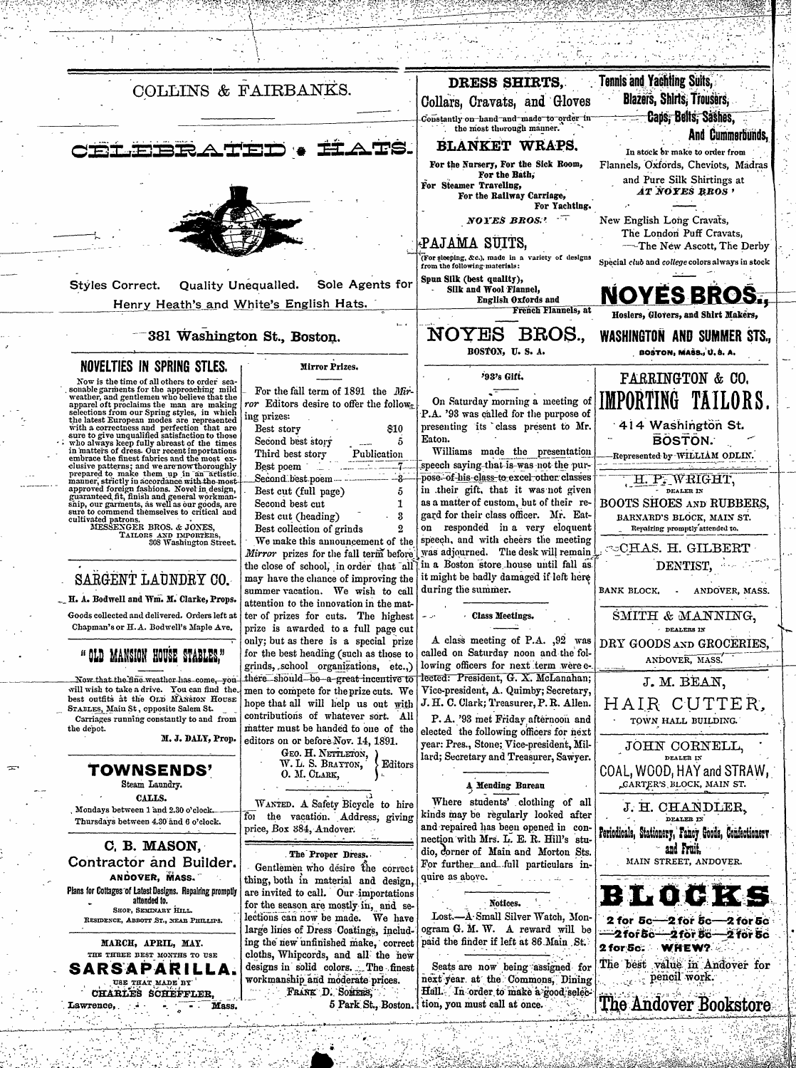COLLINS & FAIRBANKS.

CELEBRATED HATS.

Styles Correct. Quality Unequalled. Sole Agents for Henry Heath's and White's English Hats.

381 Washington St., Boston.

**DRESS SHIRTS,**

Collars, Cravats, and Gloves

Constantly on hand and made to order in the most thorough manner.

**BLANKET WRAPS.**

For the Nursery, For the Sick Room, For the Bath, For Steamer Traveling, For the Railway Carriage, For Yachting.

*NOYES BROS.'*

**PAJAMA SUITS,**

(For sleeping, &c.), made in a variety of designs from the following materials:

Spun Silk (best quality), Silk and Wool Flannel, English Oxfords and French Flannels, at

**NOYES BROS.,**

BOSTON, U. S. A.

**Tennis and Yachting Suits, Blazers, Shirts, Trousers, Caps, Belts, Sashes, And Cummerbunds,**

In stock or make to order from Flannels, Oxfords, Cheviots, Madras and Pure Silk Shirtings at *AT NOYES BROS'*

New English Long Cravats, The London Puff Cravats, The New Ascott, The Derby

Special *club* and *college* colors always in stock

**NOYES BROS.,**

Hosiers, Glovers, and Shirt Makers,

**WASHINGTON AND SUMMER STS.,**

BOSTON, MASS., U. S. A.

## NOVELTIES IN SPRING STLES.

Now is the time of all others to order seasonable garments for the approaching mild weather, and gentlemen who believe that the apparel oft proclaims the man are making selections from our Spring styles, in which the latest European modes are represented with a correctness and perfection that are sure to give unqualified satisfaction to those who always keep fully abreast of the times in matters of dress. Our recent importations embrace the finest fabrics and the most exclusive patterns; and we are now thoroughly prepared to make them up in an artistic manner, strictly in accordance with the most approved foreign fashions. Novel in design, guaranteed fit, finish and general workmanship, our garments, as well as our goods, are sure to commend themselves to critical and cultivated patrons.

MESSENGER BROS. & JONES,
TAILORS AND IMPORTERS,
308 Washington Street.

**SARGENT LAUNDRY CO.**

H. A. Bodwell and Wm. M. Clarke, Props.

Goods collected and delivered. Orders left at Chapman's or H. A. Bodwell's Maple Ave.

**"OLD MANSION HOUSE STABLES,"**

Now that the fine weather has come, you will wish to take a drive. You can find the best outfits at the OLD MANSION HOUSE STABLES, Main St, opposite Salem St.

Carriages running constantly to and from the depot.

M. J. DALY, Prop.

**TOWNSENDS'**

Steam Laundry.

CALLS.

Mondays between 1 and 2.30 o'clock.
Thursdays between 4.30 and 6 o'clock.

**C. B. MASON,**

**Contractor and Builder.**

ANDOVER, MASS.

Plans for Cottages of Latest Designs. Repairing promptly attended to.

SHOP, SEMINARY HILL.
RESIDENCE, ABBOTT ST., NEAR PHILLIPS.

MARCH, APRIL, MAY.

THE THREE BEST MONTHS TO USE

**SARSAPARILLA.**

USE THAT MADE BY

CHARLES SCHEFFLER,

Lawrence, Mass.

### Mirror Prizes.

For the fall term of 1891 the *Mirror* Editors desire to offer the following prizes:

| | |
|---|---|
| Best story | $10 |
| Second best story | 5 |
| Third best story | Publication |
| Best poem | 7 |
| Second best poem | 3 |
| Best cut (full page) | 5 |
| Second best cut | 1 |
| Best cut (heading) | 3 |
| Best collection of grinds | 2 |

We make this announcement of the *Mirror* prizes for the fall term before the close of school, in order that all may have the chance of improving the summer vacation. We wish to call attention to the innovation in the matter of prizes for cuts. The highest prize is awarded to a full page cut only; but as there is a special prize for the best heading (such as those to grinds, school organizations, etc.,) there should be a great incentive to men to compete for the prize cuts. We hope that all will help us out with contributions of whatever sort. All matter must be handed to one of the editors on or before Nov. 14, 1891.

GEO. H. NETTLETON,
W. L. S. BRAYTON,
O. M. CLARK,
Editors

WANTED. A Safety Bicycle to hire for the vacation. Address, giving price, Box 384, Andover.

### The Proper Dress.

Gentlemen who desire the correct thing, both in material and design, are invited to call. Our importations for the season are mostly in, and selections can now be made. We have large lines of Dress Coatings, including the new unfinished make, correct cloths, Whipcords, and all the new designs in solid colors. The finest workmanship and moderate prices.

FRANK D. SOMERS,
5 Park St., Boston.

### '93's Gift.

On Saturday morning a meeting of P.A. '93 was called for the purpose of presenting its class present to Mr. Eaton.

Williams made the presentation speech saying that is was not the purpose of his class to excel other classes in their gift, that it was not given as a matter of custom, but of their regard for their class officer. Mr. Eaton responded in a very eloquent speech, and with cheers the meeting was adjourned. The desk will remain in a Boston store house until fall as it might be badly damaged if left here during the summer.

### Class Meetings.

A class meeting of P.A. ,92 was called on Saturday noon and the following officers for next term were elected: President, G. X. McLanahan; Vice-president, A. Quimby; Secretary, J. H. C. Clark; Treasurer, P. R. Allen.

P. A. '93 met Friday afternoon and elected the following officers for next year: Pres., Stone; Vice-president, Millard; Secretary and Treasurer, Sawyer.

### A Mending Bureau

Where students' clothing of all kinds may be regularly looked after and repaired has been opened in connection with Mrs. L. E. R. Hill's studio, corner of Main and Morton Sts. For further and full particulars inquire as above.

### Notices.

Lost.—A Small Silver Watch, Monogram G. M. W. A reward will be paid the finder if left at 86 Main St.

Seats are now being assigned for next year at the Commons, Dining Hall. In order to make a good selection, you must call at once.

**FARRINGTON & CO.**

**IMPORTING TAILORS.**

414 Washington St.
BOSTON.

Represented by WILLIAM ODLIN.

**H. P. WRIGHT,**

DEALER IN

BOOTS SHOES AND RUBBERS,

BARNARD'S BLOCK, MAIN ST.

Repairing promptly attended to.

**CHAS. H. GILBERT**

DENTIST,

BANK BLOCK. - ANDOVER, MASS.

**SMITH & MANNING,**

DEALERS IN

DRY GOODS AND GROCERIES,

ANDOVER, MASS.

**J. M. BEAN,**

**HAIR CUTTER,**

TOWN HALL BUILDING.

**JOHN CORNELL,**

DEALER IN

COAL, WOOD, HAY and STRAW,

CARTER'S BLOCK, MAIN ST.

**J. H. CHANDLER,**

DEALER IN

Periodicals, Stationery, Fancy Goods, Confectionery and Fruit.

MAIN STREET, ANDOVER.

**BLOCKS**

2 for 5c—2 for 5c—2 for 5c—2 for 5c—2 for 5c—2 for 5c
2 for 5c. WHEW?

The best value in Andover for pencil work.

**The Andover Bookstore**